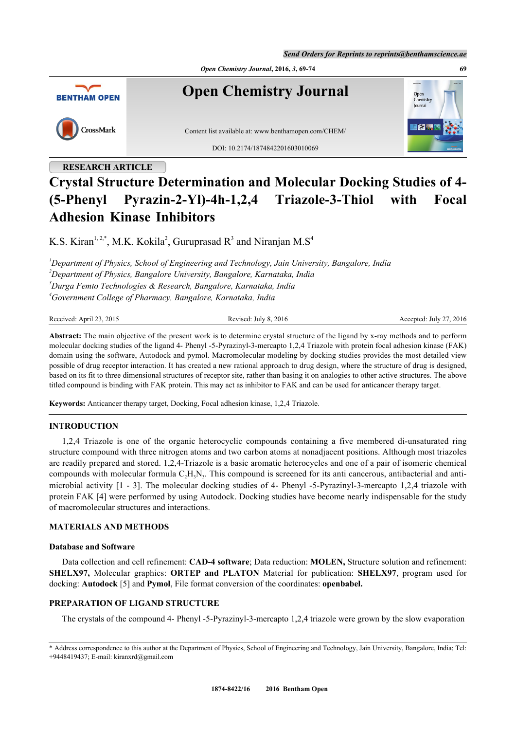RESEARCH ARTICLE

# Crystal Structure Determination and Molecular Docking Studies of 4-(5-Phenyl Pyrazin-2-Yl)-4h-1,2,4 Triazole-3-Thiol with Focal Adhesion Kinase Inhibitors

K.S. Kiran[1, 2,*], M.K. Kokila[2], Guruprasad R[3] and Niranjan M.S[4]

*[1]Department of Physics, School of Engineering and Technology, Jain University, Bangalore, India*
*[2]Department of Physics, Bangalore University, Bangalore, Karnataka, India*
*[3]Durga Femto Technologies & Research, Bangalore, Karnataka, India*
*[4]Government College of Pharmacy, Bangalore, Karnataka, India*

Received: April 23, 2015 | Revised: July 8, 2016 | Accepted: July 27, 2016

**Abstract:** The main objective of the present work is to determine crystal structure of the ligand by x-ray methods and to perform molecular docking studies of the ligand 4- Phenyl -5-Pyrazinyl-3-mercapto 1,2,4 Triazole with protein focal adhesion kinase (FAK) domain using the software, Autodock and pymol. Macromolecular modeling by docking studies provides the most detailed view possible of drug receptor interaction. It has created a new rational approach to drug design, where the structure of drug is designed, based on its fit to three dimensional structures of receptor site, rather than basing it on analogies to other active structures. The above titled compound is binding with FAK protein. This may act as inhibitor to FAK and can be used for anticancer therapy target.

**Keywords:** Anticancer therapy target, Docking, Focal adhesion kinase, 1,2,4 Triazole.

## INTRODUCTION

1,2,4 Triazole is one of the organic heterocyclic compounds containing a five membered di-unsaturated ring structure compound with three nitrogen atoms and two carbon atoms at nonadjacent positions. Although most triazoles are readily prepared and stored. 1,2,4-Triazole is a basic aromatic heterocycles and one of a pair of isomeric chemical compounds with molecular formula $C_2H_3N_3$. This compound is screened for its anti cancerous, antibacterial and anti-microbial activity [1 - 3]. The molecular docking studies of 4- Phenyl -5-Pyrazinyl-3-mercapto 1,2,4 triazole with protein FAK [4] were performed by using Autodock. Docking studies have become nearly indispensable for the study of macromolecular structures and interactions.

## MATERIALS AND METHODS

### Database and Software

Data collection and cell refinement: **CAD-4 software**; Data reduction: **MOLEN,** Structure solution and refinement: **SHELX97,** Molecular graphics: **ORTEP and PLATON** Material for publication: **SHELX97**, program used for docking: **Autodock** [5] and **Pymol**, File format conversion of the coordinates: **openbabel.**

## PREPARATION OF LIGAND STRUCTURE

The crystals of the compound 4- Phenyl -5-Pyrazinyl-3-mercapto 1,2,4 triazole were grown by the slow evaporation

---

* Address correspondence to this author at the Department of Physics, School of Engineering and Technology, Jain University, Bangalore, India; Tel: +9448419437; E-mail: kiranxrd@gmail.com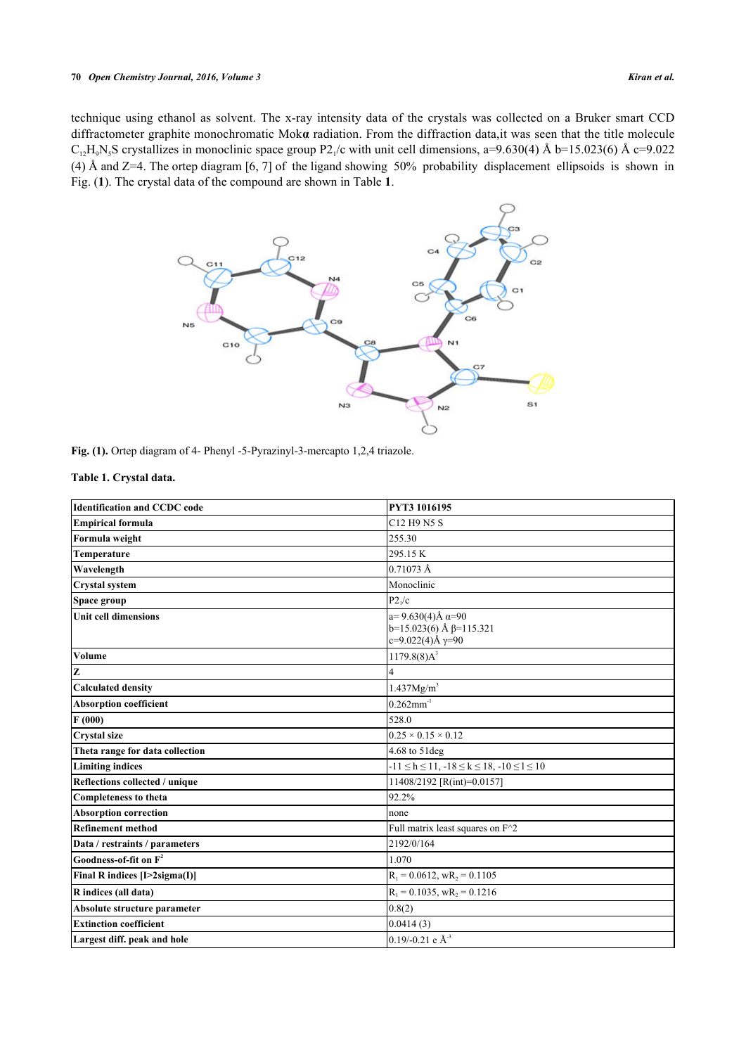technique using ethanol as solvent. The x-ray intensity data of the crystals was collected on a Bruker smart CCD diffractometer graphite monochromatic Mok**α** radiation. From the diffraction data,it was seen that the title molecule $C_{12}H_9N_5S$ crystallizes in monoclinic space group $P2_1/c$ with unit cell dimensions, a=9.630(4) Å b=15.023(6) Å c=9.022 (4) Å and Z=4. The ortep diagram [6, 7] of the ligand showing 50% probability displacement ellipsoids is shown in Fig. (**1**). The crystal data of the compound are shown in Table **1**.

**Fig. (1).** Ortep diagram of 4- Phenyl -5-Pyrazinyl-3-mercapto 1,2,4 triazole.

**Table 1. Crystal data.**

| | |
|---|---|
| **Identification and CCDC code** | PYT3 1016195 |
| **Empirical formula** | C12 H9 N5 S |
| **Formula weight** | 255.30 |
| **Temperature** | 295.15 K |
| **Wavelength** | 0.71073 Å |
| **Crystal system** | Monoclinic |
| **Space group** | $P2_1/c$ |
| **Unit cell dimensions** | a= 9.630(4)Å α=90<br>b=15.023(6) Å β=115.321<br>c=9.022(4)Å γ=90 |
| **Volume** | 1179.8(8)$A^3$ |
| **Z** | 4 |
| **Calculated density** | 1.437Mg/$m^3$ |
| **Absorption coefficient** | 0.262$mm^{-1}$ |
| **F (000)** | 528.0 |
| **Crystal size** | 0.25 × 0.15 × 0.12 |
| **Theta range for data collection** | 4.68 to 51deg |
| **Limiting indices** | $-11 \leq h \leq 11$, $-18 \leq k \leq 18$, $-10 \leq l \leq 10$ |
| **Reflections collected / unique** | 11408/2192 [R(int)=0.0157] |
| **Completeness to theta** | 92.2% |
| **Absorption correction** | none |
| **Refinement method** | Full matrix least squares on F^2 |
| **Data / restraints / parameters** | 2192/0/164 |
| **Goodness-of-fit on $F^2$** | 1.070 |
| **Final R indices [I>2sigma(I)]** | $R_1$ = 0.0612, $wR_2$ = 0.1105 |
| **R indices (all data)** | $R_1$ = 0.1035, $wR_2$ = 0.1216 |
| **Absolute structure parameter** | 0.8(2) |
| **Extinction coefficient** | 0.0414 (3) |
| **Largest diff. peak and hole** | 0.19/-0.21 e $Å^{-3}$ |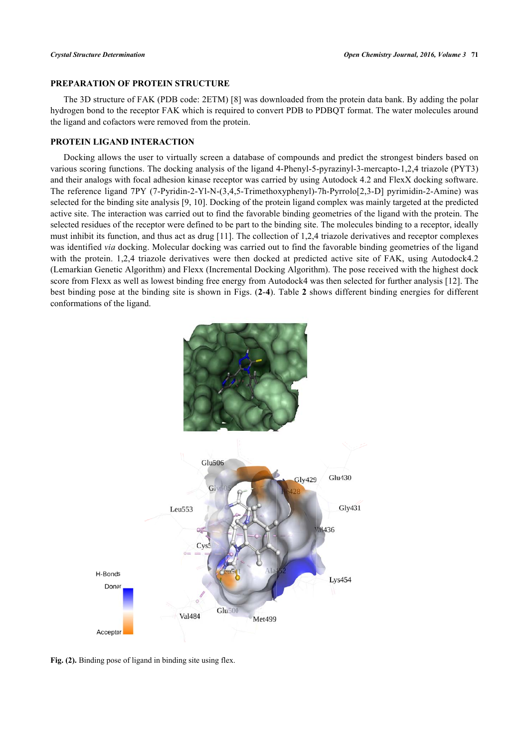## PREPARATION OF PROTEIN STRUCTURE

The 3D structure of FAK (PDB code: 2ETM) [8] was downloaded from the protein data bank. By adding the polar hydrogen bond to the receptor FAK which is required to convert PDB to PDBQT format. The water molecules around the ligand and cofactors were removed from the protein.

## PROTEIN LIGAND INTERACTION

Docking allows the user to virtually screen a database of compounds and predict the strongest binders based on various scoring functions. The docking analysis of the ligand 4-Phenyl-5-pyrazinyl-3-mercapto-1,2,4 triazole (PYT3) and their analogs with focal adhesion kinase receptor was carried by using Autodock 4.2 and FlexX docking software. The reference ligand 7PY (7-Pyridin-2-Yl-N-(3,4,5-Trimethoxyphenyl)-7h-Pyrrolo[2,3-D] pyrimidin-2-Amine) was selected for the binding site analysis [9, 10]. Docking of the protein ligand complex was mainly targeted at the predicted active site. The interaction was carried out to find the favorable binding geometries of the ligand with the protein. The selected residues of the receptor were defined to be part to the binding site. The molecules binding to a receptor, ideally must inhibit its function, and thus act as drug [11]. The collection of 1,2,4 triazole derivatives and receptor complexes was identified *via* docking. Molecular docking was carried out to find the favorable binding geometries of the ligand with the protein. 1,2,4 triazole derivatives were then docked at predicted active site of FAK, using Autodock4.2 (Lemarkian Genetic Algorithm) and Flexx (Incremental Docking Algorithm). The pose received with the highest dock score from Flexx as well as lowest binding free energy from Autodock4 was then selected for further analysis [12]. The best binding pose at the binding site is shown in Figs. (**2**-**4**). Table **2** shows different binding energies for different conformations of the ligand.

**Fig. (2).** Binding pose of ligand in binding site using flex.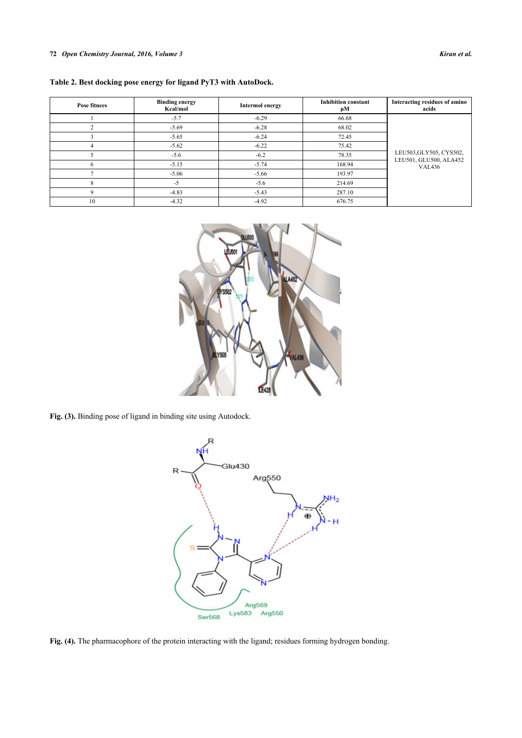**Table 2. Best docking pose energy for ligand PyT3 with AutoDock.**

| Pose fitnees | Binding energy Kcal/mol | Intermol energy | Inhibition constant μM | Interacting residues of amino acids |
|---|---|---|---|---|
| 1 | -5.7 | -6.29 | 66.68 | LEU503,GLY505, CYS502, LEU501, GLU500, ALA452 VAL436 |
| 2 | -5.69 | -6.28 | 68.02 | |
| 3 | -5.65 | -6.24 | 72.45 | |
| 4 | -5.62 | -6.22 | 75.42 | |
| 5 | -5.6 | -6.2 | 78.35 | |
| 6 | -5.15 | -5.74 | 168.94 | |
| 7 | -5.06 | -5.66 | 193.97 | |
| 8 | -5 | -5.6 | 214.69 | |
| 9 | -4.83 | -5.43 | 287.10 | |
| 10 | -4.32 | -4.92 | 676.75 | |

**Fig. (3).** Binding pose of ligand in binding site using Autodock.

**Fig. (4).** The pharmacophore of the protein interacting with the ligand; residues forming hydrogen bonding.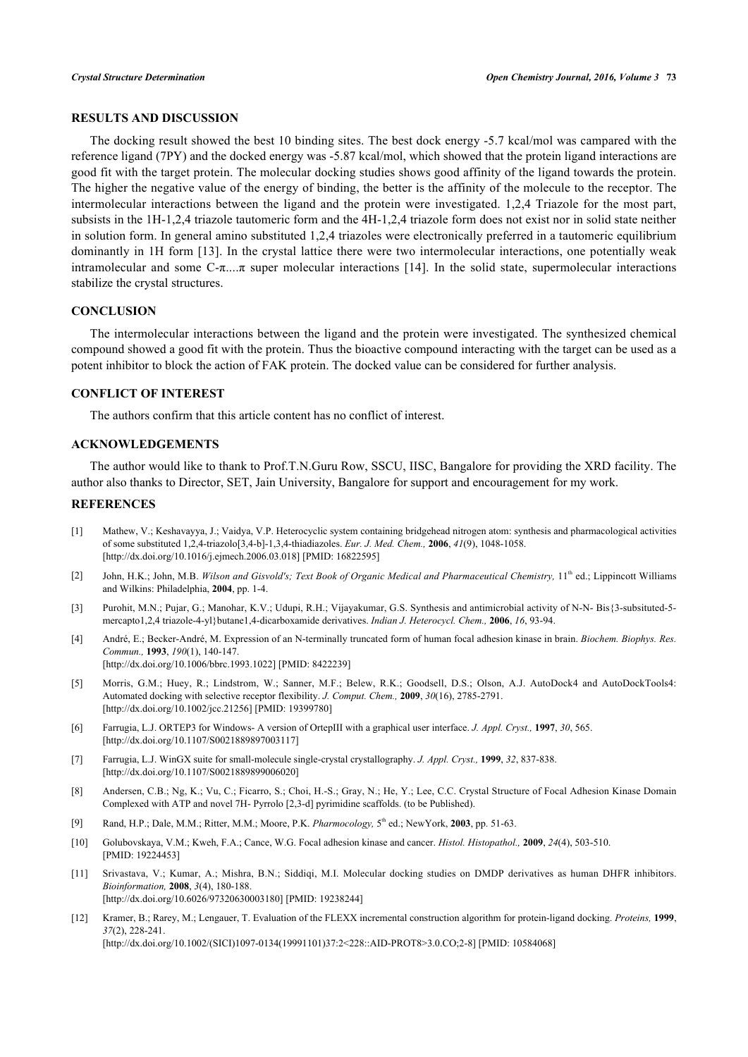## RESULTS AND DISCUSSION

The docking result showed the best 10 binding sites. The best dock energy -5.7 kcal/mol was campared with the reference ligand (7PY) and the docked energy was -5.87 kcal/mol, which showed that the protein ligand interactions are good fit with the target protein. The molecular docking studies shows good affinity of the ligand towards the protein. The higher the negative value of the energy of binding, the better is the affinity of the molecule to the receptor. The intermolecular interactions between the ligand and the protein were investigated. 1,2,4 Triazole for the most part, subsists in the 1H-1,2,4 triazole tautomeric form and the 4H-1,2,4 triazole form does not exist nor in solid state neither in solution form. In general amino substituted 1,2,4 triazoles were electronically preferred in a tautomeric equilibrium dominantly in 1H form [13]. In the crystal lattice there were two intermolecular interactions, one potentially weak intramolecular and some C-π....π super molecular interactions [14]. In the solid state, supermolecular interactions stabilize the crystal structures.

## CONCLUSION

The intermolecular interactions between the ligand and the protein were investigated. The synthesized chemical compound showed a good fit with the protein. Thus the bioactive compound interacting with the target can be used as a potent inhibitor to block the action of FAK protein. The docked value can be considered for further analysis.

## CONFLICT OF INTEREST

The authors confirm that this article content has no conflict of interest.

## ACKNOWLEDGEMENTS

The author would like to thank to Prof.T.N.Guru Row, SSCU, IISC, Bangalore for providing the XRD facility. The author also thanks to Director, SET, Jain University, Bangalore for support and encouragement for my work.

## REFERENCES

[1] Mathew, V.; Keshavayya, J.; Vaidya, V.P. Heterocyclic system containing bridgehead nitrogen atom: synthesis and pharmacological activities of some substituted 1,2,4-triazolo[3,4-b]-1,3,4-thiadiazoles. *Eur. J. Med. Chem.,* **2006**, *41*(9), 1048-1058. [http://dx.doi.org/10.1016/j.ejmech.2006.03.018] [PMID: 16822595]

[2] John, H.K.; John, M.B. *Wilson and Gisvold's; Text Book of Organic Medical and Pharmaceutical Chemistry,* 11th ed.; Lippincott Williams and Wilkins: Philadelphia, **2004**, pp. 1-4.

[3] Purohit, M.N.; Pujar, G.; Manohar, K.V.; Udupi, R.H.; Vijayakumar, G.S. Synthesis and antimicrobial activity of N-N- Bis{3-subsituted-5-mercapto1,2,4 triazole-4-yl}butane1,4-dicarboxamide derivatives. *Indian J. Heterocycl. Chem.,* **2006**, *16*, 93-94.

[4] André, E.; Becker-André, M. Expression of an N-terminally truncated form of human focal adhesion kinase in brain. *Biochem. Biophys. Res. Commun.,* **1993**, *190*(1), 140-147. [http://dx.doi.org/10.1006/bbrc.1993.1022] [PMID: 8422239]

[5] Morris, G.M.; Huey, R.; Lindstrom, W.; Sanner, M.F.; Belew, R.K.; Goodsell, D.S.; Olson, A.J. AutoDock4 and AutoDockTools4: Automated docking with selective receptor flexibility. *J. Comput. Chem.,* **2009**, *30*(16), 2785-2791. [http://dx.doi.org/10.1002/jcc.21256] [PMID: 19399780]

[6] Farrugia, L.J. ORTEP3 for Windows- A version of OrtepIII with a graphical user interface. *J. Appl. Cryst.,* **1997**, *30*, 565. [http://dx.doi.org/10.1107/S0021889897003117]

[7] Farrugia, L.J. WinGX suite for small-molecule single-crystal crystallography. *J. Appl. Cryst.,* **1999**, *32*, 837-838. [http://dx.doi.org/10.1107/S0021889899006020]

[8] Andersen, C.B.; Ng, K.; Vu, C.; Ficarro, S.; Choi, H.-S.; Gray, N.; He, Y.; Lee, C.C. Crystal Structure of Focal Adhesion Kinase Domain Complexed with ATP and novel 7H- Pyrrolo [2,3-d] pyrimidine scaffolds. (to be Published).

[9] Rand, H.P.; Dale, M.M.; Ritter, M.M.; Moore, P.K. *Pharmocology,* 5th ed.; NewYork, **2003**, pp. 51-63.

[10] Golubovskaya, V.M.; Kweh, F.A.; Cance, W.G. Focal adhesion kinase and cancer. *Histol. Histopathol.,* **2009**, *24*(4), 503-510. [PMID: 19224453]

[11] Srivastava, V.; Kumar, A.; Mishra, B.N.; Siddiqi, M.I. Molecular docking studies on DMDP derivatives as human DHFR inhibitors. *Bioinformation,* **2008**, *3*(4), 180-188. [http://dx.doi.org/10.6026/97320630003180] [PMID: 19238244]

[12] Kramer, B.; Rarey, M.; Lengauer, T. Evaluation of the FLEXX incremental construction algorithm for protein-ligand docking. *Proteins,* **1999**, *37*(2), 228-241. [http://dx.doi.org/10.1002/(SICI)1097-0134(19991101)37:2<228::AID-PROT8>3.0.CO;2-8] [PMID: 10584068]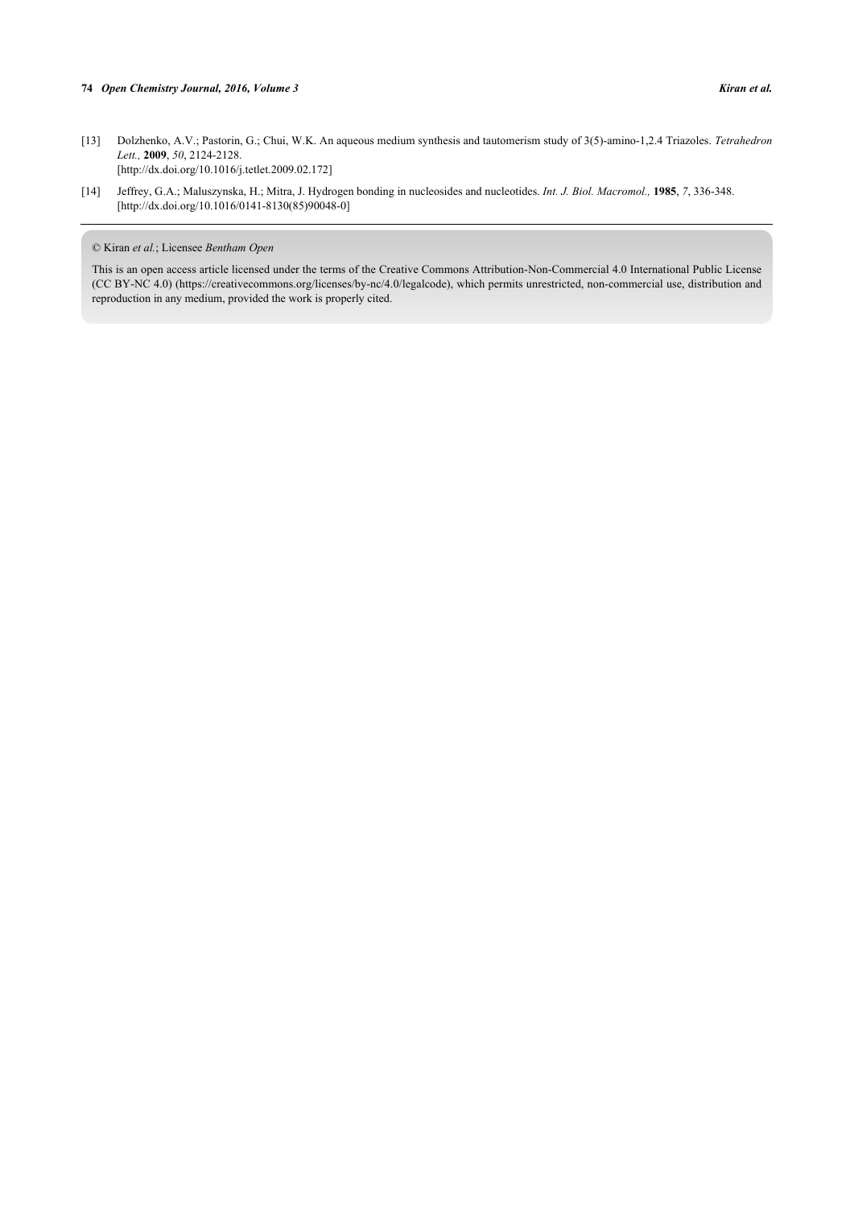[13] Dolzhenko, A.V.; Pastorin, G.; Chui, W.K. An aqueous medium synthesis and tautomerism study of 3(5)-amino-1,2.4 Triazoles. *Tetrahedron Lett.,* **2009**, *50*, 2124-2128. [http://dx.doi.org/10.1016/j.tetlet.2009.02.172]

[14] Jeffrey, G.A.; Maluszynska, H.; Mitra, J. Hydrogen bonding in nucleosides and nucleotides. *Int. J. Biol. Macromol.,* **1985**, *7*, 336-348. [http://dx.doi.org/10.1016/0141-8130(85)90048-0]

---

© Kiran *et al.*; Licensee *Bentham Open*

This is an open access article licensed under the terms of the Creative Commons Attribution-Non-Commercial 4.0 International Public License (CC BY-NC 4.0) (https://creativecommons.org/licenses/by-nc/4.0/legalcode), which permits unrestricted, non-commercial use, distribution and reproduction in any medium, provided the work is properly cited.